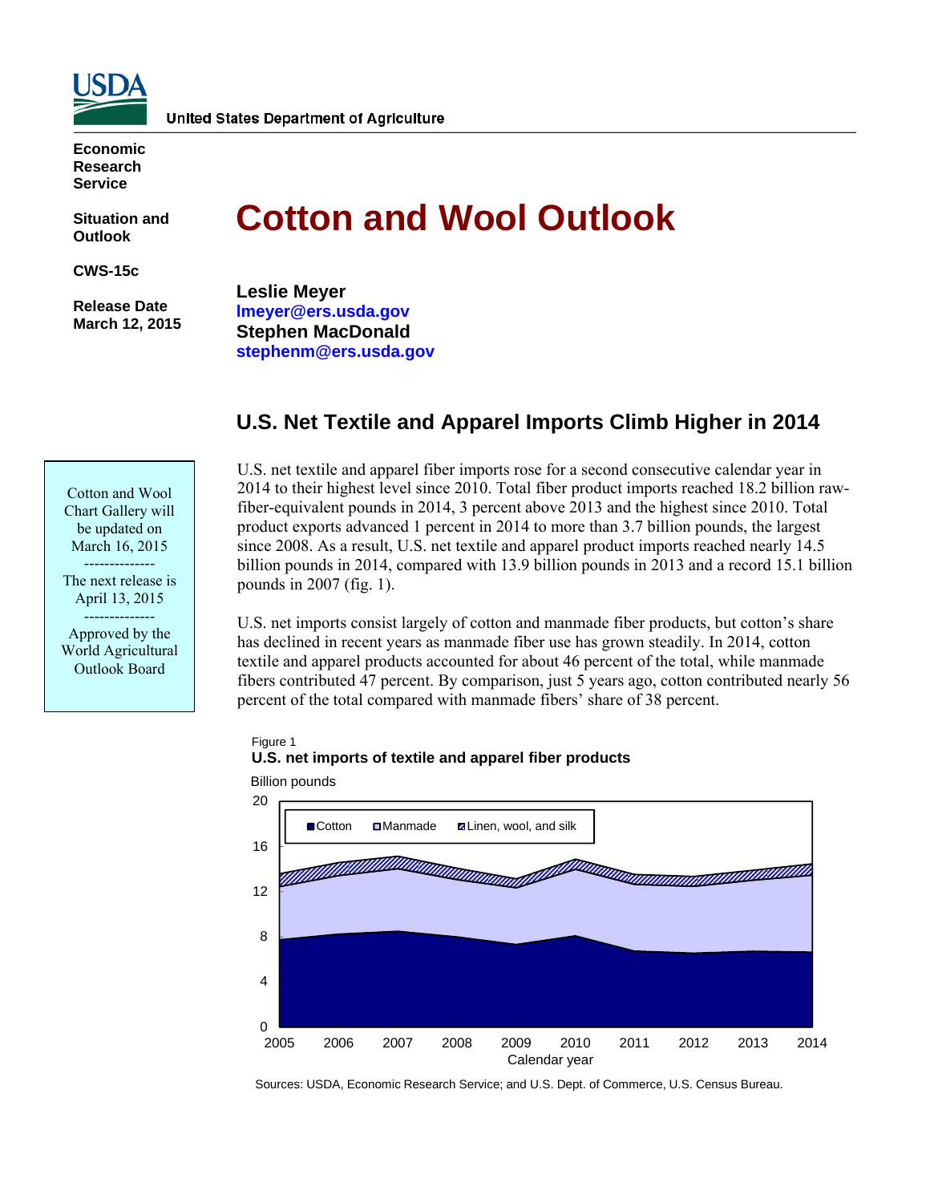United States Department of Agriculture

**Economic Research Service**

**Situation and Outlook**

**CWS-15c**

**Release Date March 12, 2015**

# Cotton and Wool Outlook

**Leslie Meyer**
**lmeyer@ers.usda.gov**
**Stephen MacDonald**
**stephenm@ers.usda.gov**

Cotton and Wool Chart Gallery will be updated on March 16, 2015

--------------

The next release is April 13, 2015

--------------

Approved by the World Agricultural Outlook Board

## U.S. Net Textile and Apparel Imports Climb Higher in 2014

U.S. net textile and apparel fiber imports rose for a second consecutive calendar year in 2014 to their highest level since 2010. Total fiber product imports reached 18.2 billion raw-fiber-equivalent pounds in 2014, 3 percent above 2013 and the highest since 2010. Total product exports advanced 1 percent in 2014 to more than 3.7 billion pounds, the largest since 2008. As a result, U.S. net textile and apparel product imports reached nearly 14.5 billion pounds in 2014, compared with 13.9 billion pounds in 2013 and a record 15.1 billion pounds in 2007 (fig. 1).

U.S. net imports consist largely of cotton and manmade fiber products, but cotton's share has declined in recent years as manmade fiber use has grown steadily. In 2014, cotton textile and apparel products accounted for about 46 percent of the total, while manmade fibers contributed 47 percent. By comparison, just 5 years ago, cotton contributed nearly 56 percent of the total compared with manmade fibers' share of 38 percent.

Figure 1
**U.S. net imports of textile and apparel fiber products**

Billion pounds

Cotton
Manmade
Linen, wool, and silk

20
16
12
8
4
0

2005 2006 2007 2008 2009 2010 2011 2012 2013 2014

Calendar year

Sources: USDA, Economic Research Service; and U.S. Dept. of Commerce, U.S. Census Bureau.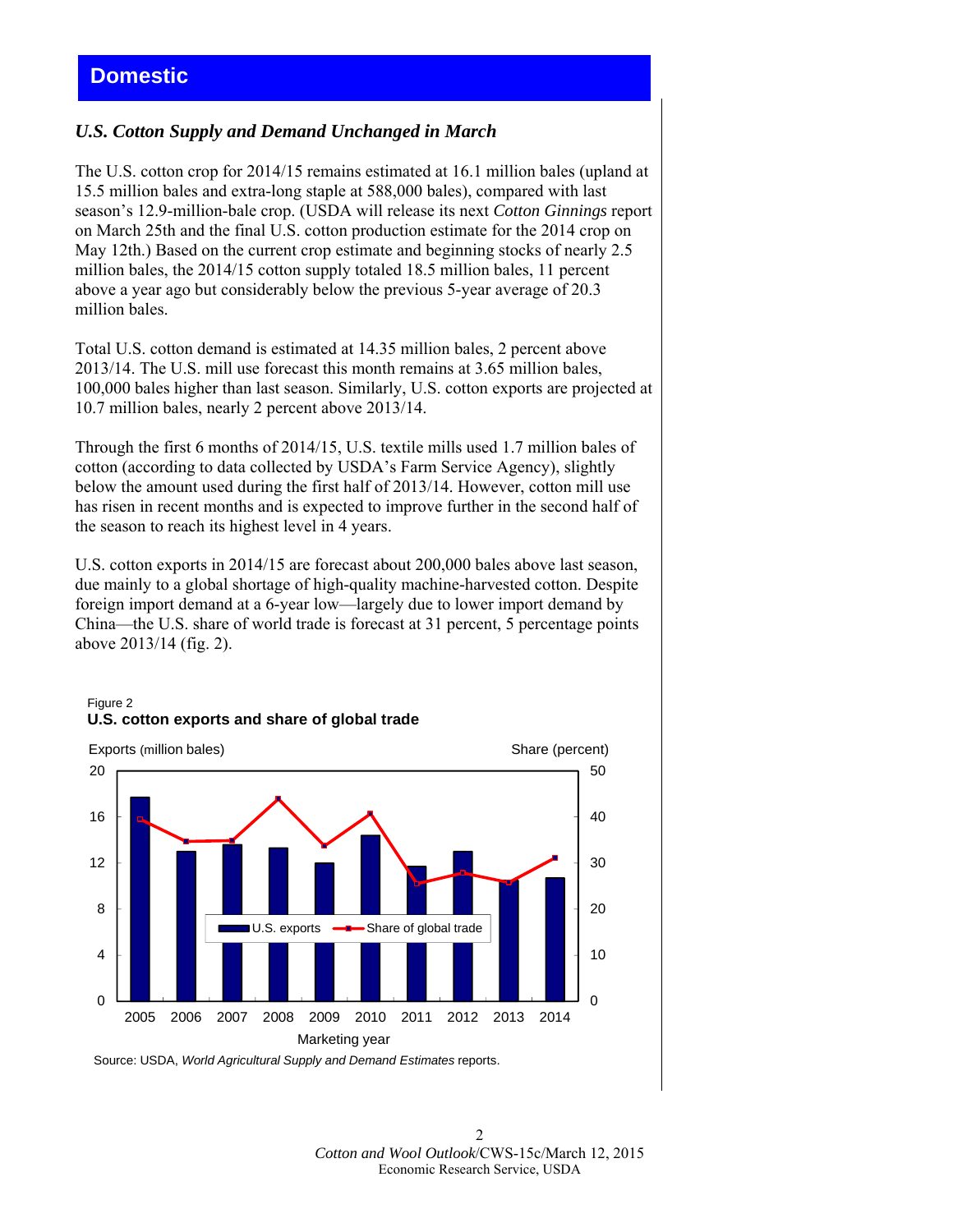# Domestic

## *U.S. Cotton Supply and Demand Unchanged in March*

The U.S. cotton crop for 2014/15 remains estimated at 16.1 million bales (upland at 15.5 million bales and extra-long staple at 588,000 bales), compared with last season's 12.9-million-bale crop. (USDA will release its next *Cotton Ginnings* report on March 25th and the final U.S. cotton production estimate for the 2014 crop on May 12th.) Based on the current crop estimate and beginning stocks of nearly 2.5 million bales, the 2014/15 cotton supply totaled 18.5 million bales, 11 percent above a year ago but considerably below the previous 5-year average of 20.3 million bales.

Total U.S. cotton demand is estimated at 14.35 million bales, 2 percent above 2013/14. The U.S. mill use forecast this month remains at 3.65 million bales, 100,000 bales higher than last season. Similarly, U.S. cotton exports are projected at 10.7 million bales, nearly 2 percent above 2013/14.

Through the first 6 months of 2014/15, U.S. textile mills used 1.7 million bales of cotton (according to data collected by USDA's Farm Service Agency), slightly below the amount used during the first half of 2013/14. However, cotton mill use has risen in recent months and is expected to improve further in the second half of the season to reach its highest level in 4 years.

U.S. cotton exports in 2014/15 are forecast about 200,000 bales above last season, due mainly to a global shortage of high-quality machine-harvested cotton. Despite foreign import demand at a 6-year low—largely due to lower import demand by China—the U.S. share of world trade is forecast at 31 percent, 5 percentage points above 2013/14 (fig. 2).

Figure 2
**U.S. cotton exports and share of global trade**

Exports (million bales)
Share (percent)
20
16
12
8
4
0
50
40
30
20
10
0
U.S. exports
Share of global trade
2005 2006 2007 2008 2009 2010 2011 2012 2013 2014
Marketing year

Source: USDA, *World Agricultural Supply and Demand Estimates* reports.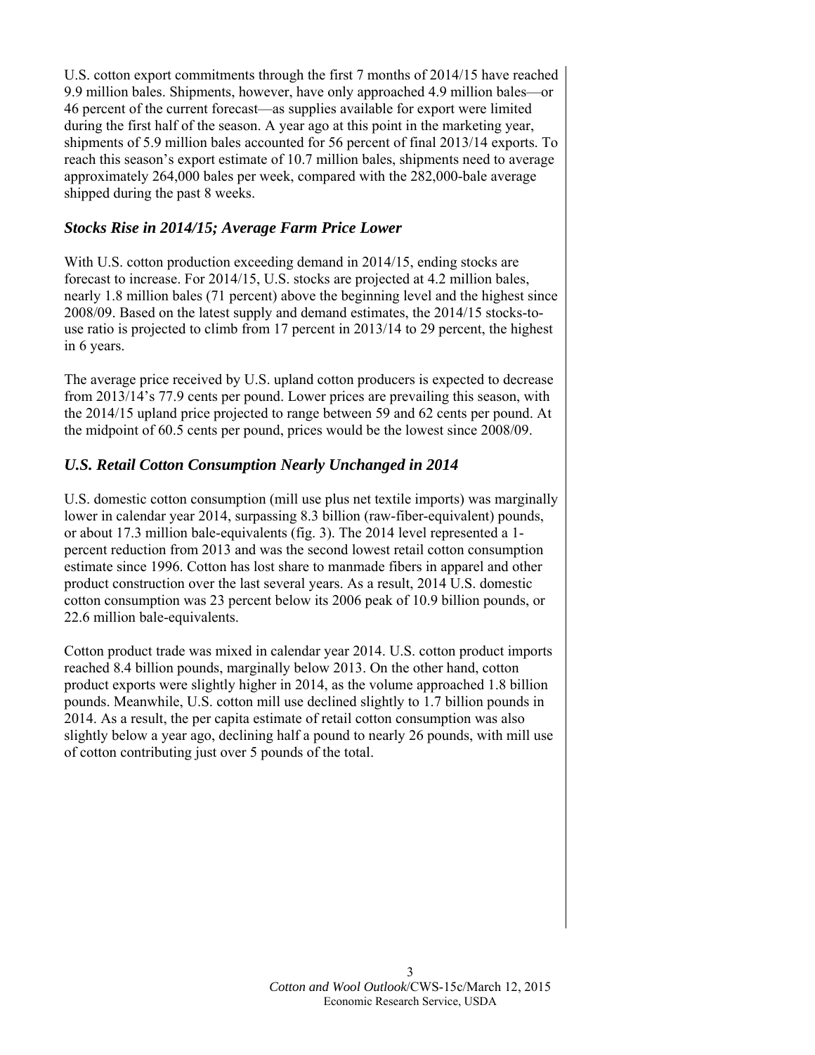U.S. cotton export commitments through the first 7 months of 2014/15 have reached 9.9 million bales. Shipments, however, have only approached 4.9 million bales—or 46 percent of the current forecast—as supplies available for export were limited during the first half of the season. A year ago at this point in the marketing year, shipments of 5.9 million bales accounted for 56 percent of final 2013/14 exports. To reach this season's export estimate of 10.7 million bales, shipments need to average approximately 264,000 bales per week, compared with the 282,000-bale average shipped during the past 8 weeks.

### *Stocks Rise in 2014/15; Average Farm Price Lower*

With U.S. cotton production exceeding demand in 2014/15, ending stocks are forecast to increase. For 2014/15, U.S. stocks are projected at 4.2 million bales, nearly 1.8 million bales (71 percent) above the beginning level and the highest since 2008/09. Based on the latest supply and demand estimates, the 2014/15 stocks-to-use ratio is projected to climb from 17 percent in 2013/14 to 29 percent, the highest in 6 years.

The average price received by U.S. upland cotton producers is expected to decrease from 2013/14's 77.9 cents per pound. Lower prices are prevailing this season, with the 2014/15 upland price projected to range between 59 and 62 cents per pound. At the midpoint of 60.5 cents per pound, prices would be the lowest since 2008/09.

### *U.S. Retail Cotton Consumption Nearly Unchanged in 2014*

U.S. domestic cotton consumption (mill use plus net textile imports) was marginally lower in calendar year 2014, surpassing 8.3 billion (raw-fiber-equivalent) pounds, or about 17.3 million bale-equivalents (fig. 3). The 2014 level represented a 1-percent reduction from 2013 and was the second lowest retail cotton consumption estimate since 1996. Cotton has lost share to manmade fibers in apparel and other product construction over the last several years. As a result, 2014 U.S. domestic cotton consumption was 23 percent below its 2006 peak of 10.9 billion pounds, or 22.6 million bale-equivalents.

Cotton product trade was mixed in calendar year 2014. U.S. cotton product imports reached 8.4 billion pounds, marginally below 2013. On the other hand, cotton product exports were slightly higher in 2014, as the volume approached 1.8 billion pounds. Meanwhile, U.S. cotton mill use declined slightly to 1.7 billion pounds in 2014. As a result, the per capita estimate of retail cotton consumption was also slightly below a year ago, declining half a pound to nearly 26 pounds, with mill use of cotton contributing just over 5 pounds of the total.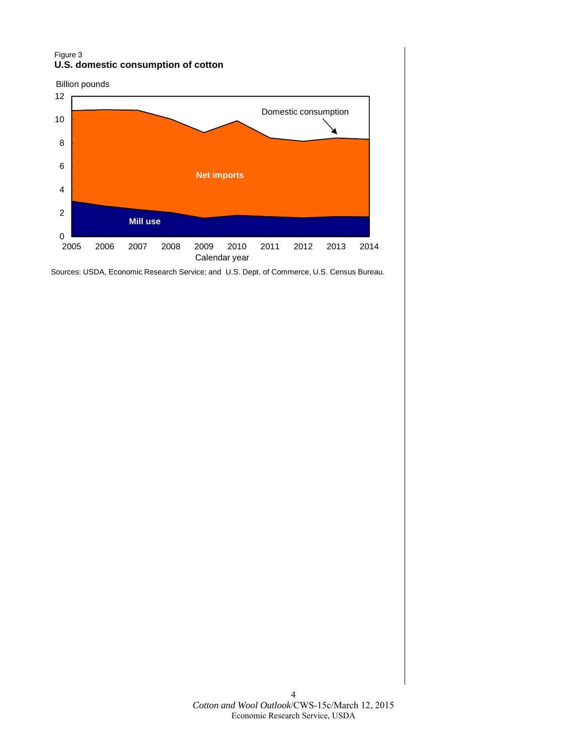Figure 3
**U.S. domestic consumption of cotton**

Billion pounds

12
10
8
6
4
2
0

Domestic consumption

Net imports

Mill use

2005 2006 2007 2008 2009 2010 2011 2012 2013 2014

Calendar year

Sources: USDA, Economic Research Service; and U.S. Dept. of Commerce, U.S. Census Bureau.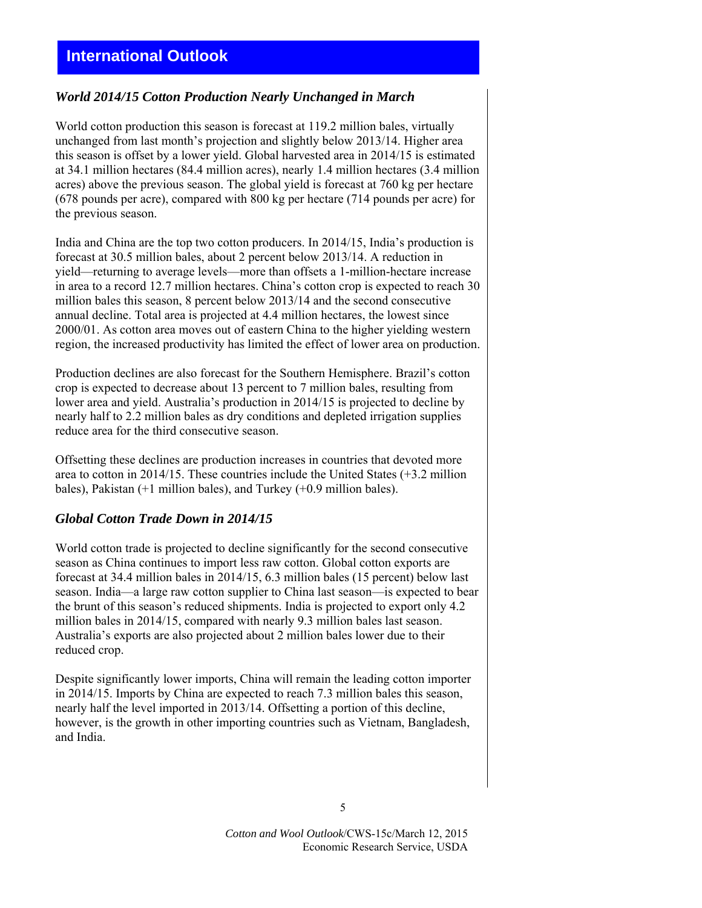# International Outlook

### *World 2014/15 Cotton Production Nearly Unchanged in March*

World cotton production this season is forecast at 119.2 million bales, virtually unchanged from last month's projection and slightly below 2013/14. Higher area this season is offset by a lower yield. Global harvested area in 2014/15 is estimated at 34.1 million hectares (84.4 million acres), nearly 1.4 million hectares (3.4 million acres) above the previous season. The global yield is forecast at 760 kg per hectare (678 pounds per acre), compared with 800 kg per hectare (714 pounds per acre) for the previous season.

India and China are the top two cotton producers. In 2014/15, India's production is forecast at 30.5 million bales, about 2 percent below 2013/14. A reduction in yield—returning to average levels—more than offsets a 1-million-hectare increase in area to a record 12.7 million hectares. China's cotton crop is expected to reach 30 million bales this season, 8 percent below 2013/14 and the second consecutive annual decline. Total area is projected at 4.4 million hectares, the lowest since 2000/01. As cotton area moves out of eastern China to the higher yielding western region, the increased productivity has limited the effect of lower area on production.

Production declines are also forecast for the Southern Hemisphere. Brazil's cotton crop is expected to decrease about 13 percent to 7 million bales, resulting from lower area and yield. Australia's production in 2014/15 is projected to decline by nearly half to 2.2 million bales as dry conditions and depleted irrigation supplies reduce area for the third consecutive season.

Offsetting these declines are production increases in countries that devoted more area to cotton in 2014/15. These countries include the United States (+3.2 million bales), Pakistan (+1 million bales), and Turkey (+0.9 million bales).

### *Global Cotton Trade Down in 2014/15*

World cotton trade is projected to decline significantly for the second consecutive season as China continues to import less raw cotton. Global cotton exports are forecast at 34.4 million bales in 2014/15, 6.3 million bales (15 percent) below last season. India—a large raw cotton supplier to China last season—is expected to bear the brunt of this season's reduced shipments. India is projected to export only 4.2 million bales in 2014/15, compared with nearly 9.3 million bales last season. Australia's exports are also projected about 2 million bales lower due to their reduced crop.

Despite significantly lower imports, China will remain the leading cotton importer in 2014/15. Imports by China are expected to reach 7.3 million bales this season, nearly half the level imported in 2013/14. Offsetting a portion of this decline, however, is the growth in other importing countries such as Vietnam, Bangladesh, and India.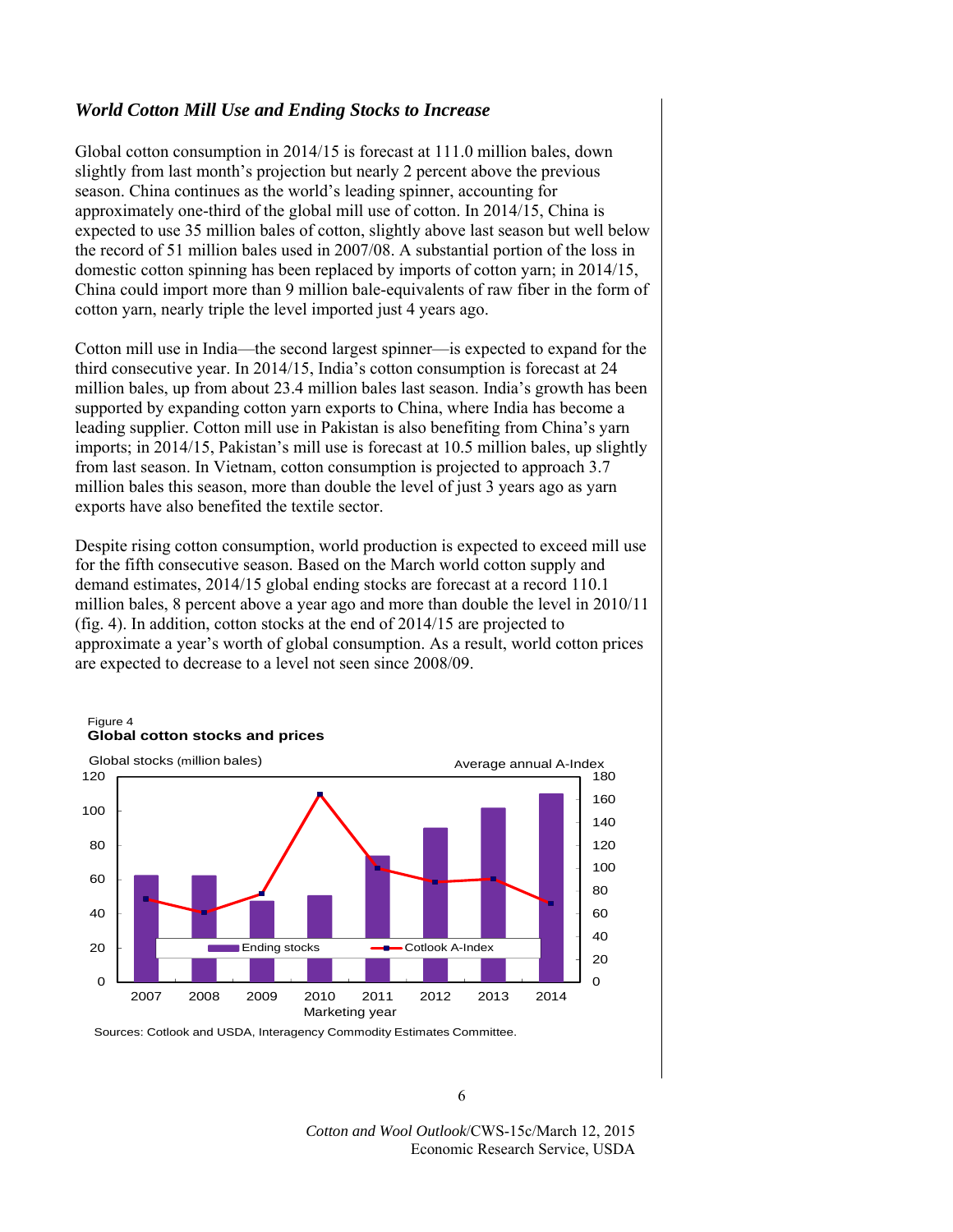### *World Cotton Mill Use and Ending Stocks to Increase*

Global cotton consumption in 2014/15 is forecast at 111.0 million bales, down slightly from last month's projection but nearly 2 percent above the previous season. China continues as the world's leading spinner, accounting for approximately one-third of the global mill use of cotton. In 2014/15, China is expected to use 35 million bales of cotton, slightly above last season but well below the record of 51 million bales used in 2007/08. A substantial portion of the loss in domestic cotton spinning has been replaced by imports of cotton yarn; in 2014/15, China could import more than 9 million bale-equivalents of raw fiber in the form of cotton yarn, nearly triple the level imported just 4 years ago.

Cotton mill use in India—the second largest spinner—is expected to expand for the third consecutive year. In 2014/15, India's cotton consumption is forecast at 24 million bales, up from about 23.4 million bales last season. India's growth has been supported by expanding cotton yarn exports to China, where India has become a leading supplier. Cotton mill use in Pakistan is also benefiting from China's yarn imports; in 2014/15, Pakistan's mill use is forecast at 10.5 million bales, up slightly from last season. In Vietnam, cotton consumption is projected to approach 3.7 million bales this season, more than double the level of just 3 years ago as yarn exports have also benefited the textile sector.

Despite rising cotton consumption, world production is expected to exceed mill use for the fifth consecutive season. Based on the March world cotton supply and demand estimates, 2014/15 global ending stocks are forecast at a record 110.1 million bales, 8 percent above a year ago and more than double the level in 2010/11 (fig. 4). In addition, cotton stocks at the end of 2014/15 are projected to approximate a year's worth of global consumption. As a result, world cotton prices are expected to decrease to a level not seen since 2008/09.

Figure 4
**Global cotton stocks and prices**

Global stocks (million bales)
Average annual A-Index
120
100
80
60
40
20
0
180
160
140
120
100
80
60
40
20
0
Ending stocks
Cotlook A-Index
2007 2008 2009 2010 2011 2012 2013 2014
Marketing year

Sources: Cotlook and USDA, Interagency Commodity Estimates Committee.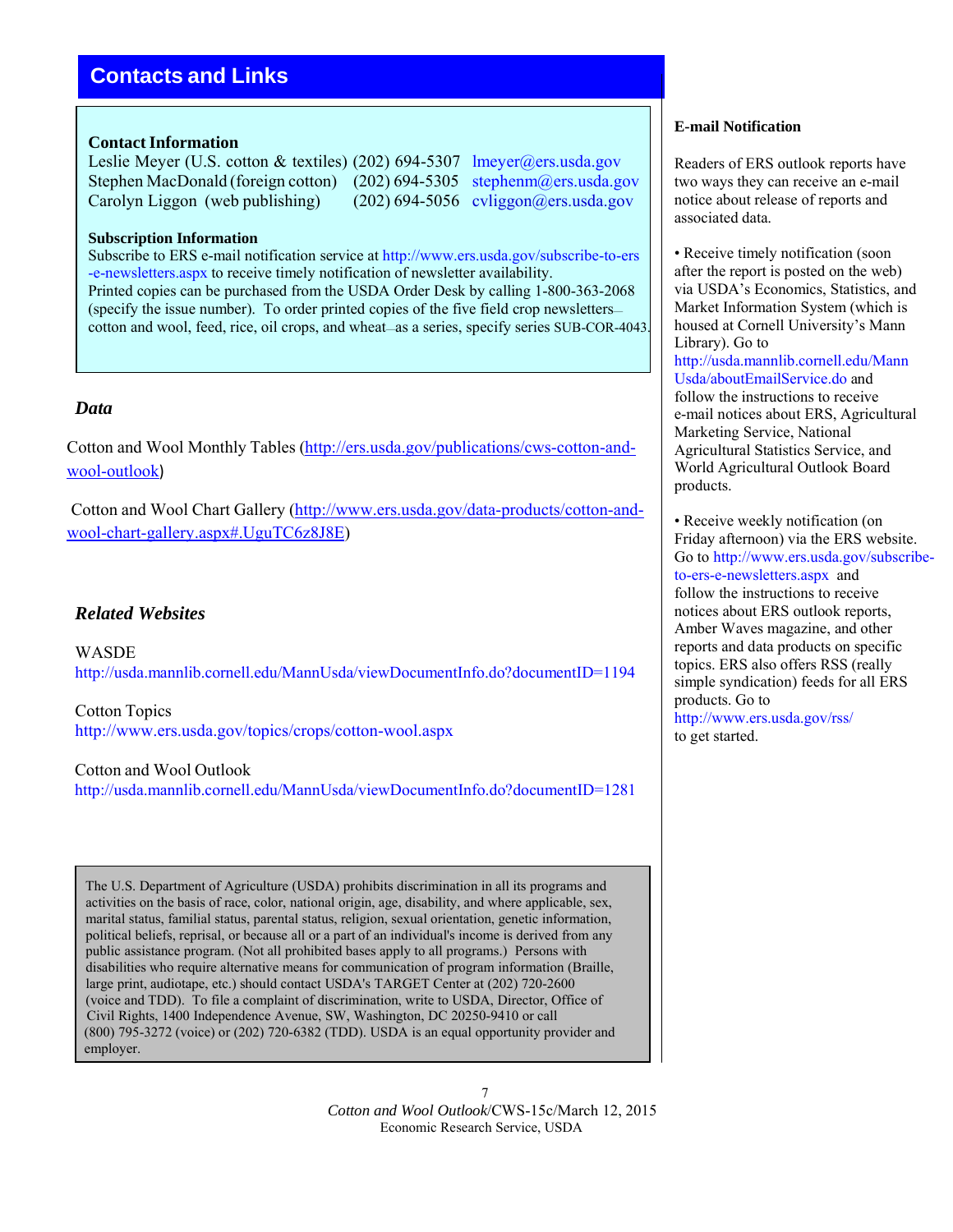## Contacts and Links

**Contact Information**

Leslie Meyer (U.S. cotton & textiles) (202) 694-5307 lmeyer@ers.usda.gov
Stephen MacDonald (foreign cotton) (202) 694-5305 stephenm@ers.usda.gov
Carolyn Liggon (web publishing) (202) 694-5056 cvliggon@ers.usda.gov

**Subscription Information**

Subscribe to ERS e-mail notification service at http://www.ers.usda.gov/subscribe-to-ers-e-newsletters.aspx to receive timely notification of newsletter availability.
Printed copies can be purchased from the USDA Order Desk by calling 1-800-363-2068 (specify the issue number). To order printed copies of the five field crop newsletters—cotton and wool, feed, rice, oil crops, and wheat—as a series, specify series SUB-COR-4043.

### *Data*

Cotton and Wool Monthly Tables (http://ers.usda.gov/publications/cws-cotton-and-wool-outlook)

Cotton and Wool Chart Gallery (http://www.ers.usda.gov/data-products/cotton-and-wool-chart-gallery.aspx#.UguTC6z8J8E)

### *Related Websites*

WASDE
http://usda.mannlib.cornell.edu/MannUsda/viewDocumentInfo.do?documentID=1194

Cotton Topics
http://www.ers.usda.gov/topics/crops/cotton-wool.aspx

Cotton and Wool Outlook
http://usda.mannlib.cornell.edu/MannUsda/viewDocumentInfo.do?documentID=1281

The U.S. Department of Agriculture (USDA) prohibits discrimination in all its programs and activities on the basis of race, color, national origin, age, disability, and where applicable, sex, marital status, familial status, parental status, religion, sexual orientation, genetic information, political beliefs, reprisal, or because all or a part of an individual's income is derived from any public assistance program. (Not all prohibited bases apply to all programs.) Persons with disabilities who require alternative means for communication of program information (Braille, large print, audiotape, etc.) should contact USDA's TARGET Center at (202) 720-2600 (voice and TDD). To file a complaint of discrimination, write to USDA, Director, Office of Civil Rights, 1400 Independence Avenue, SW, Washington, DC 20250-9410 or call (800) 795-3272 (voice) or (202) 720-6382 (TDD). USDA is an equal opportunity provider and employer.

**E-mail Notification**

Readers of ERS outlook reports have two ways they can receive an e-mail notice about release of reports and associated data.

- Receive timely notification (soon after the report is posted on the web) via USDA's Economics, Statistics, and Market Information System (which is housed at Cornell University's Mann Library). Go to http://usda.mannlib.cornell.edu/MannUsda/aboutEmailService.do and follow the instructions to receive e-mail notices about ERS, Agricultural Marketing Service, National Agricultural Statistics Service, and World Agricultural Outlook Board products.

- Receive weekly notification (on Friday afternoon) via the ERS website. Go to http://www.ers.usda.gov/subscribe-to-ers-e-newsletters.aspx and follow the instructions to receive notices about ERS outlook reports, Amber Waves magazine, and other reports and data products on specific topics. ERS also offers RSS (really simple syndication) feeds for all ERS products. Go to http://www.ers.usda.gov/rss/ to get started.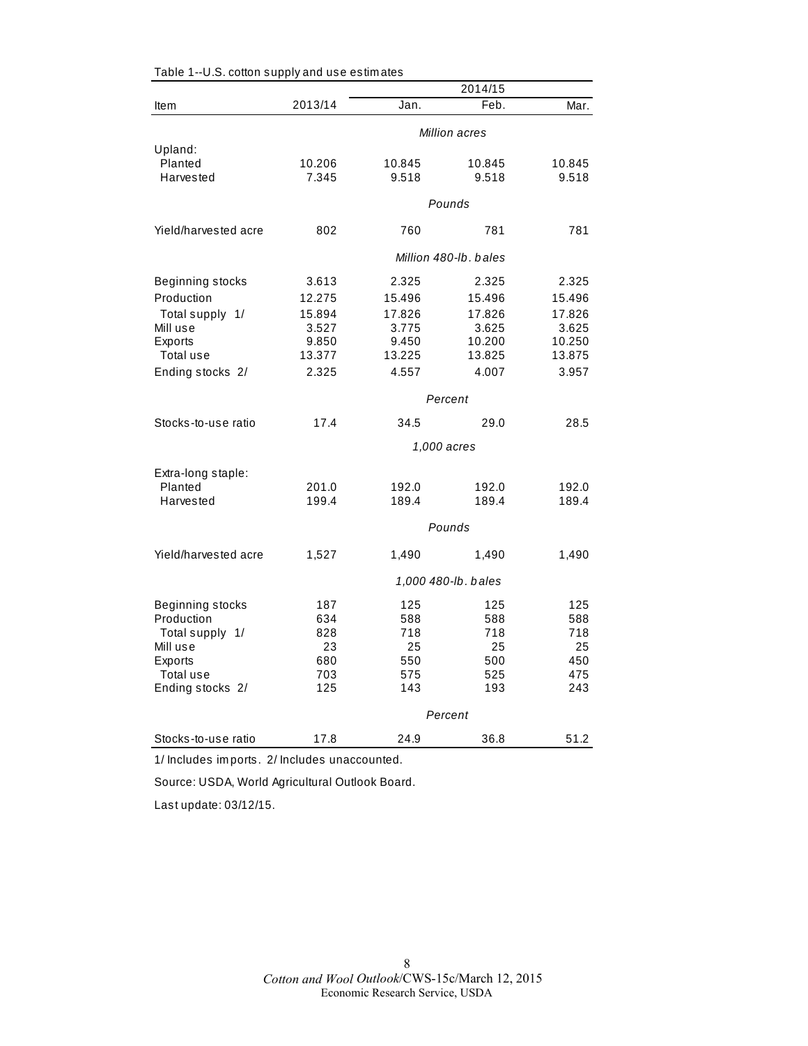Table 1--U.S. cotton supply and use estimates

| Item | 2013/14 | 2014/15 Jan. | 2014/15 Feb. | 2014/15 Mar. |
|---|---|---|---|---|
| | | *Million acres* | | |
| Upland: | | | | |
| Planted | 10.206 | 10.845 | 10.845 | 10.845 |
| Harvested | 7.345 | 9.518 | 9.518 | 9.518 |
| | | *Pounds* | | |
| Yield/harvested acre | 802 | 760 | 781 | 781 |
| | | *Million 480-lb. bales* | | |
| Beginning stocks | 3.613 | 2.325 | 2.325 | 2.325 |
| Production | 12.275 | 15.496 | 15.496 | 15.496 |
| Total supply 1/ | 15.894 | 17.826 | 17.826 | 17.826 |
| Mill use | 3.527 | 3.775 | 3.625 | 3.625 |
| Exports | 9.850 | 9.450 | 10.200 | 10.250 |
| Total use | 13.377 | 13.225 | 13.825 | 13.875 |
| Ending stocks 2/ | 2.325 | 4.557 | 4.007 | 3.957 |
| | | *Percent* | | |
| Stocks-to-use ratio | 17.4 | 34.5 | 29.0 | 28.5 |
| | | *1,000 acres* | | |
| Extra-long staple: | | | | |
| Planted | 201.0 | 192.0 | 192.0 | 192.0 |
| Harvested | 199.4 | 189.4 | 189.4 | 189.4 |
| | | *Pounds* | | |
| Yield/harvested acre | 1,527 | 1,490 | 1,490 | 1,490 |
| | | *1,000 480-lb. bales* | | |
| Beginning stocks | 187 | 125 | 125 | 125 |
| Production | 634 | 588 | 588 | 588 |
| Total supply 1/ | 828 | 718 | 718 | 718 |
| Mill use | 23 | 25 | 25 | 25 |
| Exports | 680 | 550 | 500 | 450 |
| Total use | 703 | 575 | 525 | 475 |
| Ending stocks 2/ | 125 | 143 | 193 | 243 |
| | | *Percent* | | |
| Stocks-to-use ratio | 17.8 | 24.9 | 36.8 | 51.2 |

1/ Includes imports. 2/ Includes unaccounted.

Source: USDA, World Agricultural Outlook Board.

Last update: 03/12/15.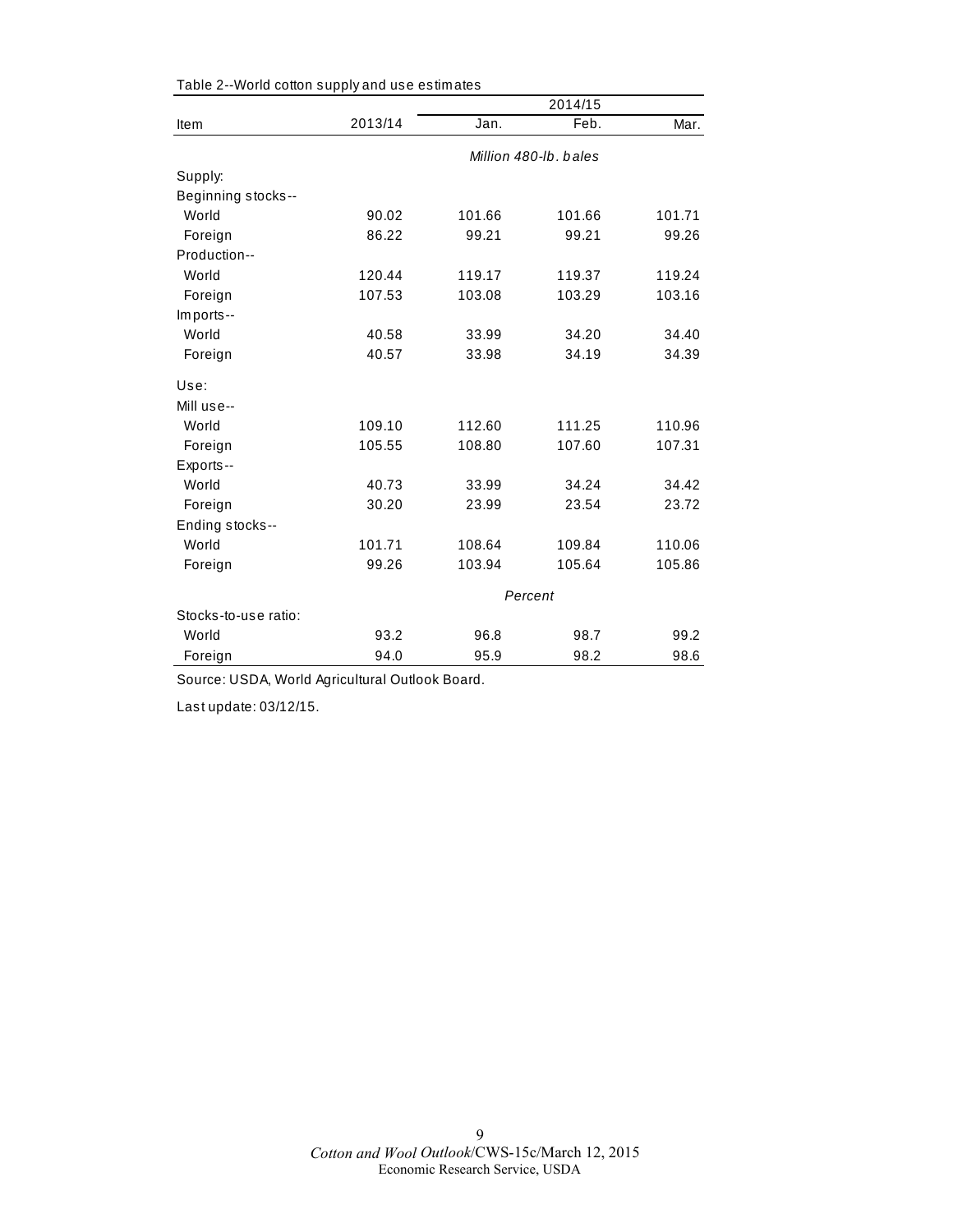Table 2--World cotton supply and use estimates

| Item | 2013/14 | 2014/15 | | |
|---|---|---|---|---|
| | | Jan. | Feb. | Mar. |
| | | *Million 480-lb. bales* | | |
| Supply: | | | | |
| Beginning stocks-- | | | | |
| World | 90.02 | 101.66 | 101.66 | 101.71 |
| Foreign | 86.22 | 99.21 | 99.21 | 99.26 |
| Production-- | | | | |
| World | 120.44 | 119.17 | 119.37 | 119.24 |
| Foreign | 107.53 | 103.08 | 103.29 | 103.16 |
| Imports-- | | | | |
| World | 40.58 | 33.99 | 34.20 | 34.40 |
| Foreign | 40.57 | 33.98 | 34.19 | 34.39 |
| Use: | | | | |
| Mill use-- | | | | |
| World | 109.10 | 112.60 | 111.25 | 110.96 |
| Foreign | 105.55 | 108.80 | 107.60 | 107.31 |
| Exports-- | | | | |
| World | 40.73 | 33.99 | 34.24 | 34.42 |
| Foreign | 30.20 | 23.99 | 23.54 | 23.72 |
| Ending stocks-- | | | | |
| World | 101.71 | 108.64 | 109.84 | 110.06 |
| Foreign | 99.26 | 103.94 | 105.64 | 105.86 |
| | | *Percent* | | |
| Stocks-to-use ratio: | | | | |
| World | 93.2 | 96.8 | 98.7 | 99.2 |
| Foreign | 94.0 | 95.9 | 98.2 | 98.6 |

Source: USDA, World Agricultural Outlook Board.

Last update: 03/12/15.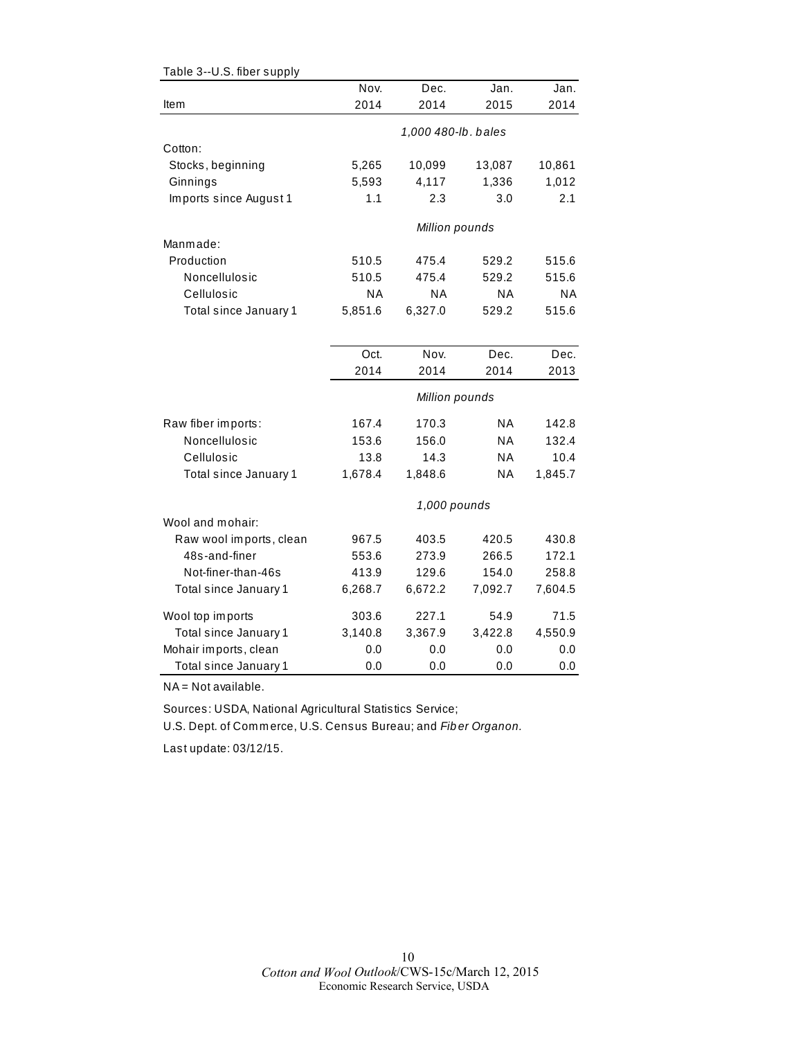Table 3--U.S. fiber supply

| Item | Nov. 2014 | Dec. 2014 | Jan. 2015 | Jan. 2014 |
|---|---|---|---|---|
| | *1,000 480-lb. bales* | | | |
| Cotton: | | | | |
| Stocks, beginning | 5,265 | 10,099 | 13,087 | 10,861 |
| Ginnings | 5,593 | 4,117 | 1,336 | 1,012 |
| Imports since August 1 | 1.1 | 2.3 | 3.0 | 2.1 |
| | *Million pounds* | | | |
| Manmade: | | | | |
| Production | 510.5 | 475.4 | 529.2 | 515.6 |
| Noncellulosic | 510.5 | 475.4 | 529.2 | 515.6 |
| Cellulosic | NA | NA | NA | NA |
| Total since January 1 | 5,851.6 | 6,327.0 | 529.2 | 515.6 |
| | **Oct. 2014** | **Nov. 2014** | **Dec. 2014** | **Dec. 2013** |
| | *Million pounds* | | | |
| Raw fiber imports: | 167.4 | 170.3 | NA | 142.8 |
| Noncellulosic | 153.6 | 156.0 | NA | 132.4 |
| Cellulosic | 13.8 | 14.3 | NA | 10.4 |
| Total since January 1 | 1,678.4 | 1,848.6 | NA | 1,845.7 |
| | *1,000 pounds* | | | |
| Wool and mohair: | | | | |
| Raw wool imports, clean | 967.5 | 403.5 | 420.5 | 430.8 |
| 48s-and-finer | 553.6 | 273.9 | 266.5 | 172.1 |
| Not-finer-than-46s | 413.9 | 129.6 | 154.0 | 258.8 |
| Total since January 1 | 6,268.7 | 6,672.2 | 7,092.7 | 7,604.5 |
| Wool top imports | 303.6 | 227.1 | 54.9 | 71.5 |
| Total since January 1 | 3,140.8 | 3,367.9 | 3,422.8 | 4,550.9 |
| Mohair imports, clean | 0.0 | 0.0 | 0.0 | 0.0 |
| Total since January 1 | 0.0 | 0.0 | 0.0 | 0.0 |

NA = Not available.

Sources: USDA, National Agricultural Statistics Service;
U.S. Dept. of Commerce, U.S. Census Bureau; and *Fiber Organon.*

Last update: 03/12/15.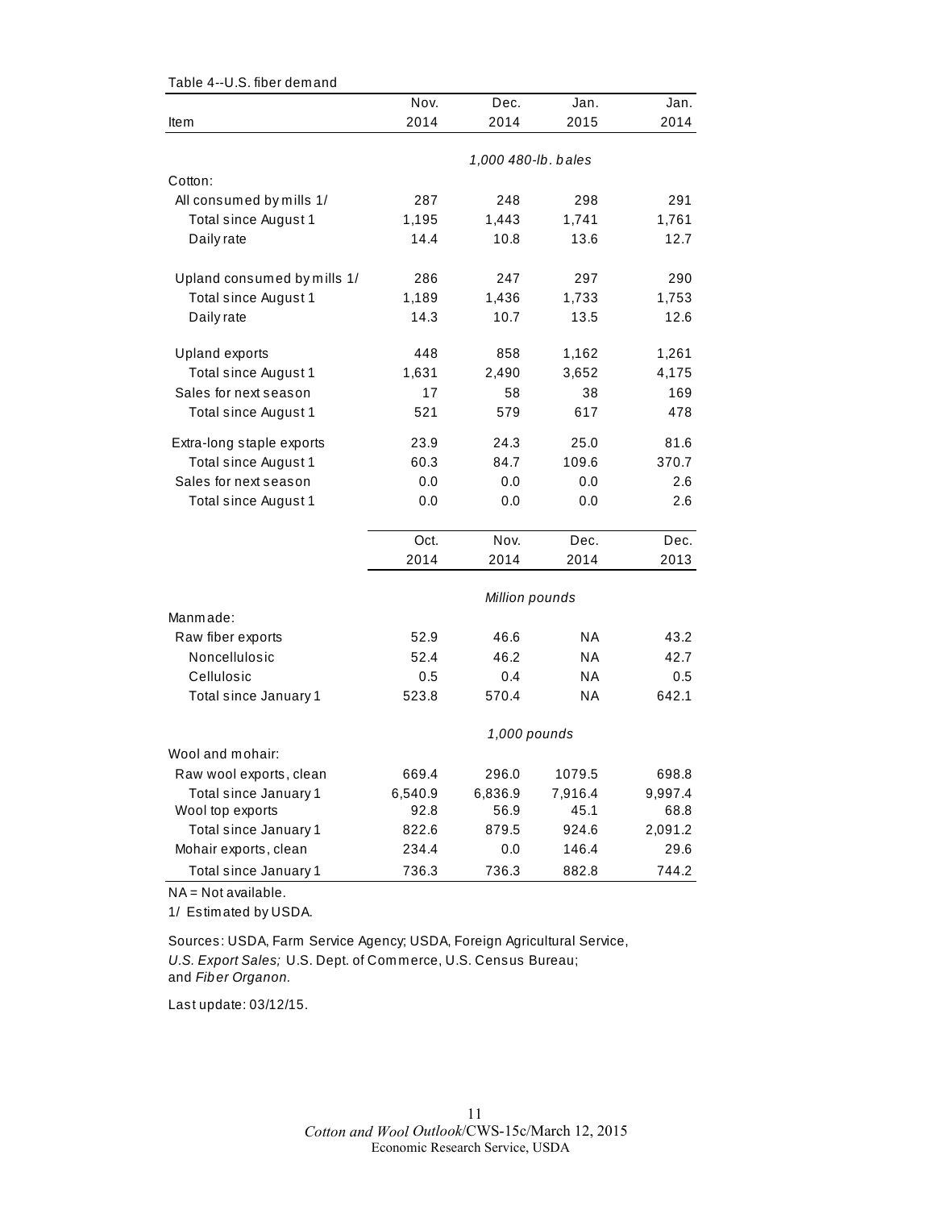Table 4--U.S. fiber demand

| Item | Nov. 2014 | Dec. 2014 | Jan. 2015 | Jan. 2014 |
|---|---|---|---|---|
| | *1,000 480-lb. bales* | | | |
| Cotton: | | | | |
| All consumed by mills 1/ | 287 | 248 | 298 | 291 |
| Total since August 1 | 1,195 | 1,443 | 1,741 | 1,761 |
| Daily rate | 14.4 | 10.8 | 13.6 | 12.7 |
| Upland consumed by mills 1/ | 286 | 247 | 297 | 290 |
| Total since August 1 | 1,189 | 1,436 | 1,733 | 1,753 |
| Daily rate | 14.3 | 10.7 | 13.5 | 12.6 |
| Upland exports | 448 | 858 | 1,162 | 1,261 |
| Total since August 1 | 1,631 | 2,490 | 3,652 | 4,175 |
| Sales for next season | 17 | 58 | 38 | 169 |
| Total since August 1 | 521 | 579 | 617 | 478 |
| Extra-long staple exports | 23.9 | 24.3 | 25.0 | 81.6 |
| Total since August 1 | 60.3 | 84.7 | 109.6 | 370.7 |
| Sales for next season | 0.0 | 0.0 | 0.0 | 2.6 |
| Total since August 1 | 0.0 | 0.0 | 0.0 | 2.6 |
| | Oct. 2014 | Nov. 2014 | Dec. 2014 | Dec. 2013 |
| | *Million pounds* | | | |
| Manmade: | | | | |
| Raw fiber exports | 52.9 | 46.6 | NA | 43.2 |
| Noncellulosic | 52.4 | 46.2 | NA | 42.7 |
| Cellulosic | 0.5 | 0.4 | NA | 0.5 |
| Total since January 1 | 523.8 | 570.4 | NA | 642.1 |
| | *1,000 pounds* | | | |
| Wool and mohair: | | | | |
| Raw wool exports, clean | 669.4 | 296.0 | 1079.5 | 698.8 |
| Total since January 1 | 6,540.9 | 6,836.9 | 7,916.4 | 9,997.4 |
| Wool top exports | 92.8 | 56.9 | 45.1 | 68.8 |
| Total since January 1 | 822.6 | 879.5 | 924.6 | 2,091.2 |
| Mohair exports, clean | 234.4 | 0.0 | 146.4 | 29.6 |
| Total since January 1 | 736.3 | 736.3 | 882.8 | 744.2 |

NA = Not available.

1/ Estimated by USDA.

Sources: USDA, Farm Service Agency; USDA, Foreign Agricultural Service, *U.S. Export Sales;* U.S. Dept. of Commerce, U.S. Census Bureau; and *Fiber Organon.*

Last update: 03/12/15.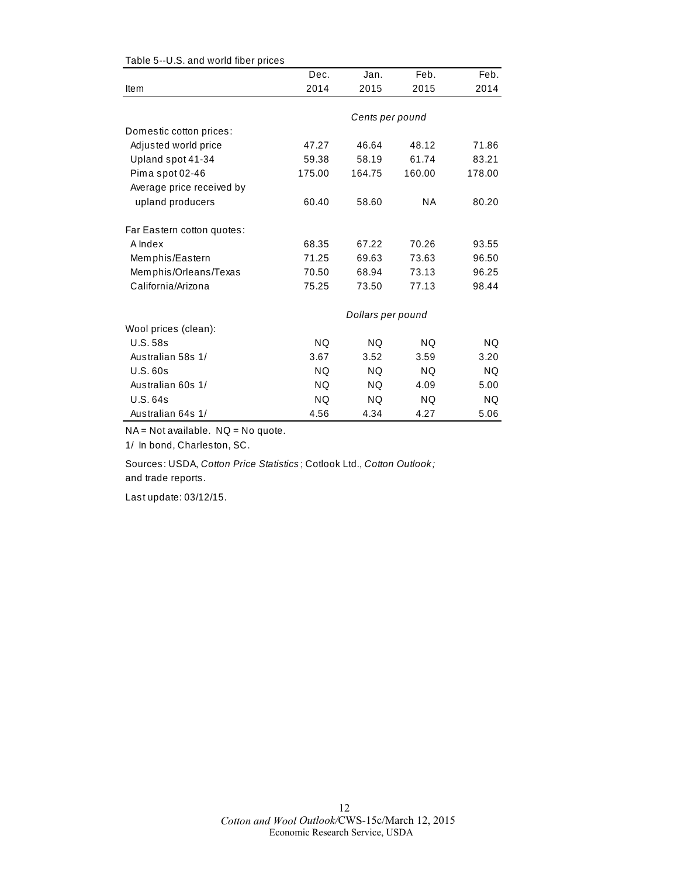Table 5--U.S. and world fiber prices

| Item | Dec. 2014 | Jan. 2015 | Feb. 2015 | Feb. 2014 |
|---|---|---|---|---|
| | *Cents per pound* | | | |
| Domestic cotton prices: | | | | |
| Adjusted world price | 47.27 | 46.64 | 48.12 | 71.86 |
| Upland spot 41-34 | 59.38 | 58.19 | 61.74 | 83.21 |
| Pima spot 02-46 | 175.00 | 164.75 | 160.00 | 178.00 |
| Average price received by upland producers | 60.40 | 58.60 | NA | 80.20 |
| Far Eastern cotton quotes: | | | | |
| A Index | 68.35 | 67.22 | 70.26 | 93.55 |
| Memphis/Eastern | 71.25 | 69.63 | 73.63 | 96.50 |
| Memphis/Orleans/Texas | 70.50 | 68.94 | 73.13 | 96.25 |
| California/Arizona | 75.25 | 73.50 | 77.13 | 98.44 |
| | *Dollars per pound* | | | |
| Wool prices (clean): | | | | |
| U.S. 58s | NQ | NQ | NQ | NQ |
| Australian 58s 1/ | 3.67 | 3.52 | 3.59 | 3.20 |
| U.S. 60s | NQ | NQ | NQ | NQ |
| Australian 60s 1/ | NQ | NQ | 4.09 | 5.00 |
| U.S. 64s | NQ | NQ | NQ | NQ |
| Australian 64s 1/ | 4.56 | 4.34 | 4.27 | 5.06 |

NA = Not available. NQ = No quote.

1/ In bond, Charleston, SC.

Sources: USDA, *Cotton Price Statistics*; Cotlook Ltd., *Cotton Outlook;* and trade reports.

Last update: 03/12/15.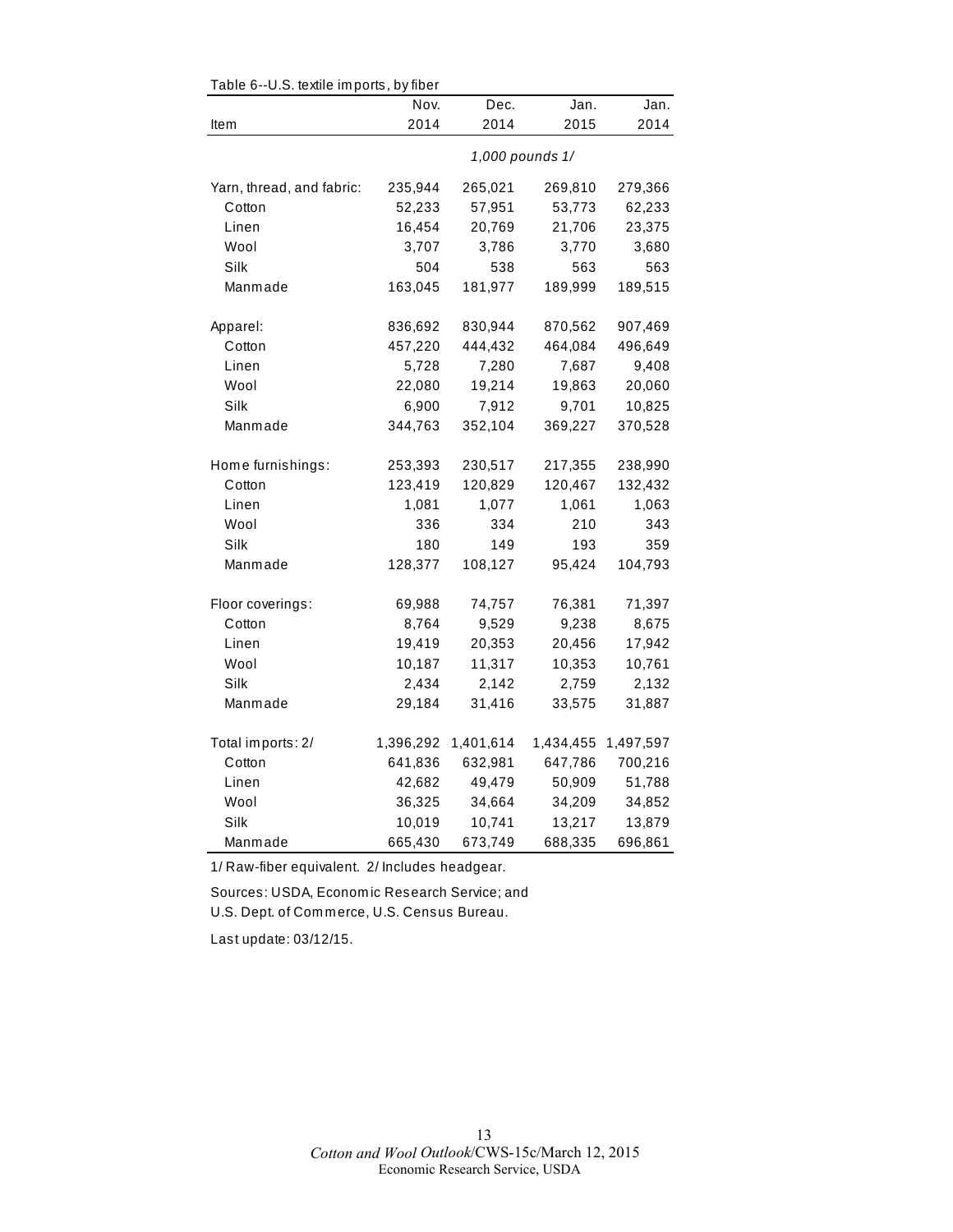Table 6--U.S. textile imports, by fiber

| Item | Nov. 2014 | Dec. 2014 | Jan. 2015 | Jan. 2014 |
|---|---|---|---|---|
| | *1,000 pounds 1/* | | | |
| Yarn, thread, and fabric: | 235,944 | 265,021 | 269,810 | 279,366 |
| Cotton | 52,233 | 57,951 | 53,773 | 62,233 |
| Linen | 16,454 | 20,769 | 21,706 | 23,375 |
| Wool | 3,707 | 3,786 | 3,770 | 3,680 |
| Silk | 504 | 538 | 563 | 563 |
| Manmade | 163,045 | 181,977 | 189,999 | 189,515 |
| Apparel: | 836,692 | 830,944 | 870,562 | 907,469 |
| Cotton | 457,220 | 444,432 | 464,084 | 496,649 |
| Linen | 5,728 | 7,280 | 7,687 | 9,408 |
| Wool | 22,080 | 19,214 | 19,863 | 20,060 |
| Silk | 6,900 | 7,912 | 9,701 | 10,825 |
| Manmade | 344,763 | 352,104 | 369,227 | 370,528 |
| Home furnishings: | 253,393 | 230,517 | 217,355 | 238,990 |
| Cotton | 123,419 | 120,829 | 120,467 | 132,432 |
| Linen | 1,081 | 1,077 | 1,061 | 1,063 |
| Wool | 336 | 334 | 210 | 343 |
| Silk | 180 | 149 | 193 | 359 |
| Manmade | 128,377 | 108,127 | 95,424 | 104,793 |
| Floor coverings: | 69,988 | 74,757 | 76,381 | 71,397 |
| Cotton | 8,764 | 9,529 | 9,238 | 8,675 |
| Linen | 19,419 | 20,353 | 20,456 | 17,942 |
| Wool | 10,187 | 11,317 | 10,353 | 10,761 |
| Silk | 2,434 | 2,142 | 2,759 | 2,132 |
| Manmade | 29,184 | 31,416 | 33,575 | 31,887 |
| Total imports: 2/ | 1,396,292 | 1,401,614 | 1,434,455 | 1,497,597 |
| Cotton | 641,836 | 632,981 | 647,786 | 700,216 |
| Linen | 42,682 | 49,479 | 50,909 | 51,788 |
| Wool | 36,325 | 34,664 | 34,209 | 34,852 |
| Silk | 10,019 | 10,741 | 13,217 | 13,879 |
| Manmade | 665,430 | 673,749 | 688,335 | 696,861 |

1/ Raw-fiber equivalent. 2/ Includes headgear.

Sources: USDA, Economic Research Service; and U.S. Dept. of Commerce, U.S. Census Bureau.

Last update: 03/12/15.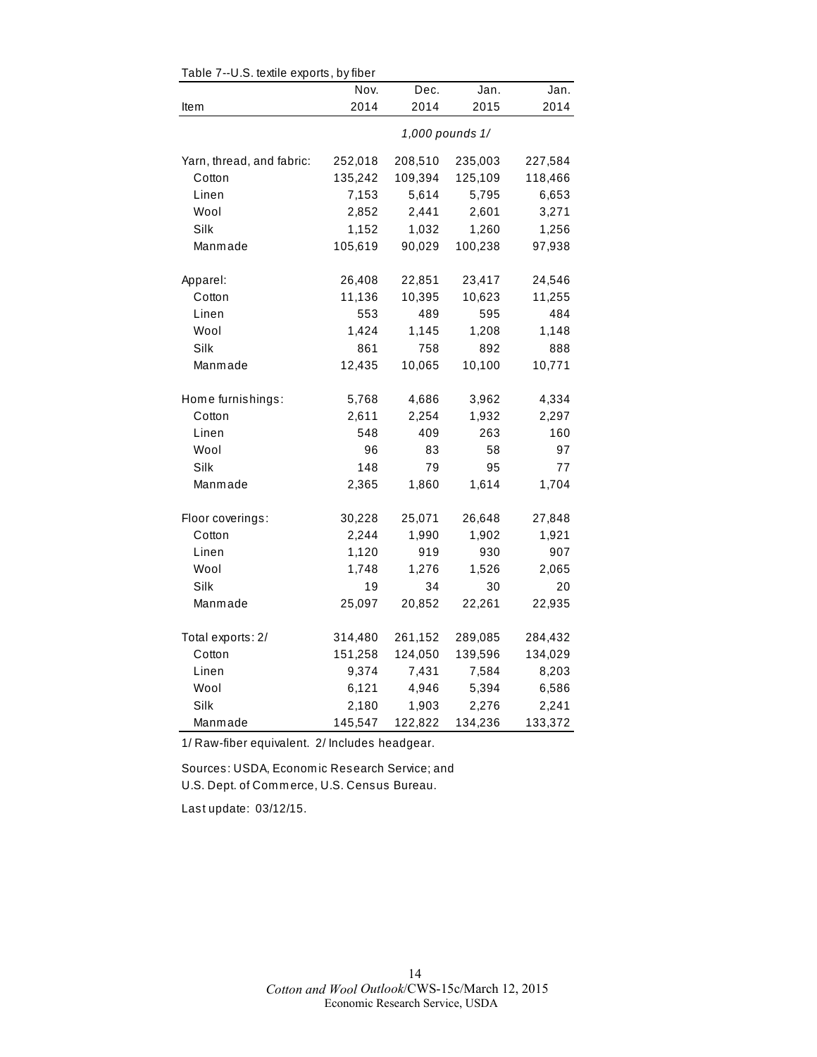Table 7--U.S. textile exports, by fiber

| Item | Nov. 2014 | Dec. 2014 | Jan. 2015 | Jan. 2014 |
|---|---|---|---|---|
| | *1,000 pounds 1/* | | | |
| Yarn, thread, and fabric: | 252,018 | 208,510 | 235,003 | 227,584 |
| Cotton | 135,242 | 109,394 | 125,109 | 118,466 |
| Linen | 7,153 | 5,614 | 5,795 | 6,653 |
| Wool | 2,852 | 2,441 | 2,601 | 3,271 |
| Silk | 1,152 | 1,032 | 1,260 | 1,256 |
| Manmade | 105,619 | 90,029 | 100,238 | 97,938 |
| Apparel: | 26,408 | 22,851 | 23,417 | 24,546 |
| Cotton | 11,136 | 10,395 | 10,623 | 11,255 |
| Linen | 553 | 489 | 595 | 484 |
| Wool | 1,424 | 1,145 | 1,208 | 1,148 |
| Silk | 861 | 758 | 892 | 888 |
| Manmade | 12,435 | 10,065 | 10,100 | 10,771 |
| Home furnishings: | 5,768 | 4,686 | 3,962 | 4,334 |
| Cotton | 2,611 | 2,254 | 1,932 | 2,297 |
| Linen | 548 | 409 | 263 | 160 |
| Wool | 96 | 83 | 58 | 97 |
| Silk | 148 | 79 | 95 | 77 |
| Manmade | 2,365 | 1,860 | 1,614 | 1,704 |
| Floor coverings: | 30,228 | 25,071 | 26,648 | 27,848 |
| Cotton | 2,244 | 1,990 | 1,902 | 1,921 |
| Linen | 1,120 | 919 | 930 | 907 |
| Wool | 1,748 | 1,276 | 1,526 | 2,065 |
| Silk | 19 | 34 | 30 | 20 |
| Manmade | 25,097 | 20,852 | 22,261 | 22,935 |
| Total exports: 2/ | 314,480 | 261,152 | 289,085 | 284,432 |
| Cotton | 151,258 | 124,050 | 139,596 | 134,029 |
| Linen | 9,374 | 7,431 | 7,584 | 8,203 |
| Wool | 6,121 | 4,946 | 5,394 | 6,586 |
| Silk | 2,180 | 1,903 | 2,276 | 2,241 |
| Manmade | 145,547 | 122,822 | 134,236 | 133,372 |

1/ Raw-fiber equivalent. 2/ Includes headgear.

Sources: USDA, Economic Research Service; and U.S. Dept. of Commerce, U.S. Census Bureau.

Last update: 03/12/15.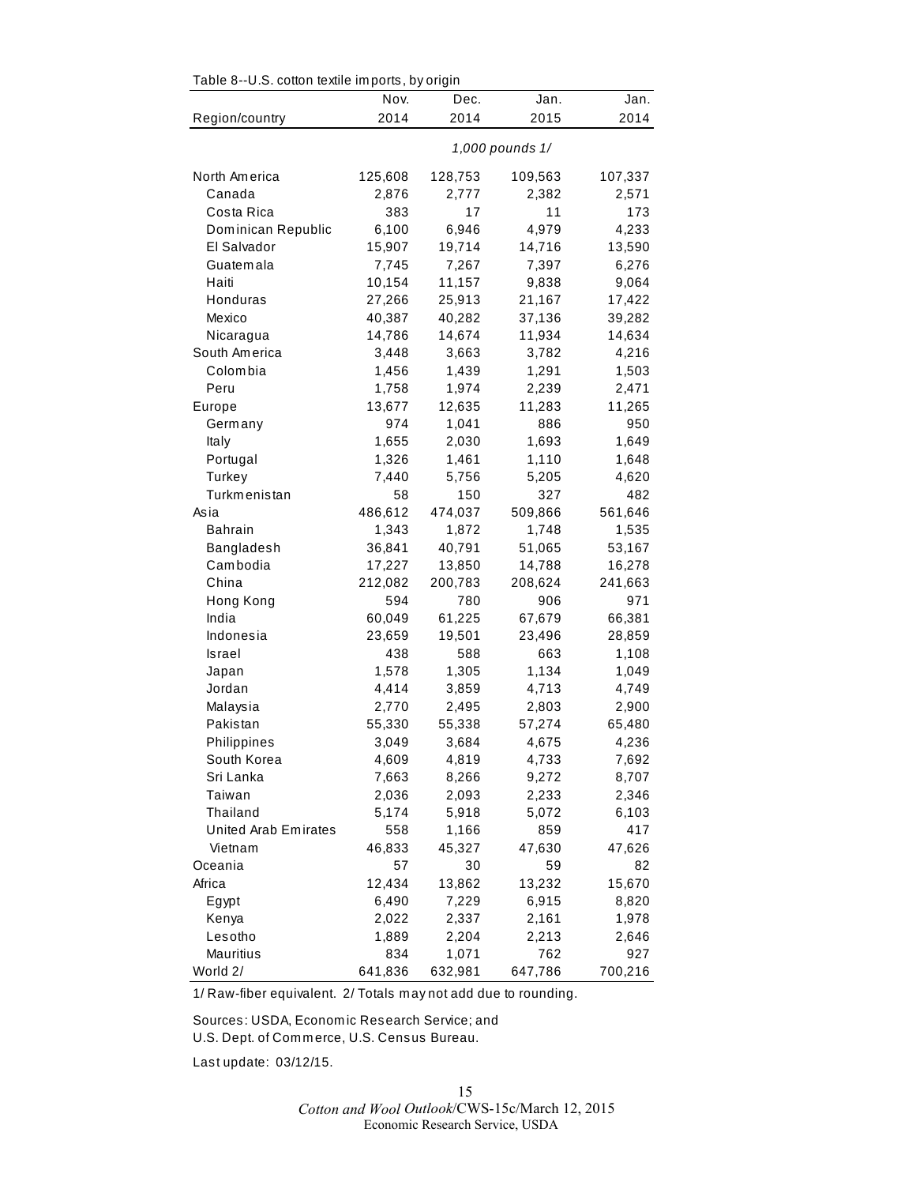Table 8--U.S. cotton textile imports, by origin

| Region/country | Nov. 2014 | Dec. 2014 | Jan. 2015 | Jan. 2014 |
|---|---|---|---|---|
| | *1,000 pounds 1/* | | | |
| North America | 125,608 | 128,753 | 109,563 | 107,337 |
| Canada | 2,876 | 2,777 | 2,382 | 2,571 |
| Costa Rica | 383 | 17 | 11 | 173 |
| Dominican Republic | 6,100 | 6,946 | 4,979 | 4,233 |
| El Salvador | 15,907 | 19,714 | 14,716 | 13,590 |
| Guatemala | 7,745 | 7,267 | 7,397 | 6,276 |
| Haiti | 10,154 | 11,157 | 9,838 | 9,064 |
| Honduras | 27,266 | 25,913 | 21,167 | 17,422 |
| Mexico | 40,387 | 40,282 | 37,136 | 39,282 |
| Nicaragua | 14,786 | 14,674 | 11,934 | 14,634 |
| South America | 3,448 | 3,663 | 3,782 | 4,216 |
| Colombia | 1,456 | 1,439 | 1,291 | 1,503 |
| Peru | 1,758 | 1,974 | 2,239 | 2,471 |
| Europe | 13,677 | 12,635 | 11,283 | 11,265 |
| Germany | 974 | 1,041 | 886 | 950 |
| Italy | 1,655 | 2,030 | 1,693 | 1,649 |
| Portugal | 1,326 | 1,461 | 1,110 | 1,648 |
| Turkey | 7,440 | 5,756 | 5,205 | 4,620 |
| Turkmenistan | 58 | 150 | 327 | 482 |
| Asia | 486,612 | 474,037 | 509,866 | 561,646 |
| Bahrain | 1,343 | 1,872 | 1,748 | 1,535 |
| Bangladesh | 36,841 | 40,791 | 51,065 | 53,167 |
| Cambodia | 17,227 | 13,850 | 14,788 | 16,278 |
| China | 212,082 | 200,783 | 208,624 | 241,663 |
| Hong Kong | 594 | 780 | 906 | 971 |
| India | 60,049 | 61,225 | 67,679 | 66,381 |
| Indonesia | 23,659 | 19,501 | 23,496 | 28,859 |
| Israel | 438 | 588 | 663 | 1,108 |
| Japan | 1,578 | 1,305 | 1,134 | 1,049 |
| Jordan | 4,414 | 3,859 | 4,713 | 4,749 |
| Malaysia | 2,770 | 2,495 | 2,803 | 2,900 |
| Pakistan | 55,330 | 55,338 | 57,274 | 65,480 |
| Philippines | 3,049 | 3,684 | 4,675 | 4,236 |
| South Korea | 4,609 | 4,819 | 4,733 | 7,692 |
| Sri Lanka | 7,663 | 8,266 | 9,272 | 8,707 |
| Taiwan | 2,036 | 2,093 | 2,233 | 2,346 |
| Thailand | 5,174 | 5,918 | 5,072 | 6,103 |
| United Arab Emirates | 558 | 1,166 | 859 | 417 |
| Vietnam | 46,833 | 45,327 | 47,630 | 47,626 |
| Oceania | 57 | 30 | 59 | 82 |
| Africa | 12,434 | 13,862 | 13,232 | 15,670 |
| Egypt | 6,490 | 7,229 | 6,915 | 8,820 |
| Kenya | 2,022 | 2,337 | 2,161 | 1,978 |
| Lesotho | 1,889 | 2,204 | 2,213 | 2,646 |
| Mauritius | 834 | 1,071 | 762 | 927 |
| World 2/ | 641,836 | 632,981 | 647,786 | 700,216 |

1/ Raw-fiber equivalent. 2/ Totals may not add due to rounding.

Sources: USDA, Economic Research Service; and U.S. Dept. of Commerce, U.S. Census Bureau.

Last update: 03/12/15.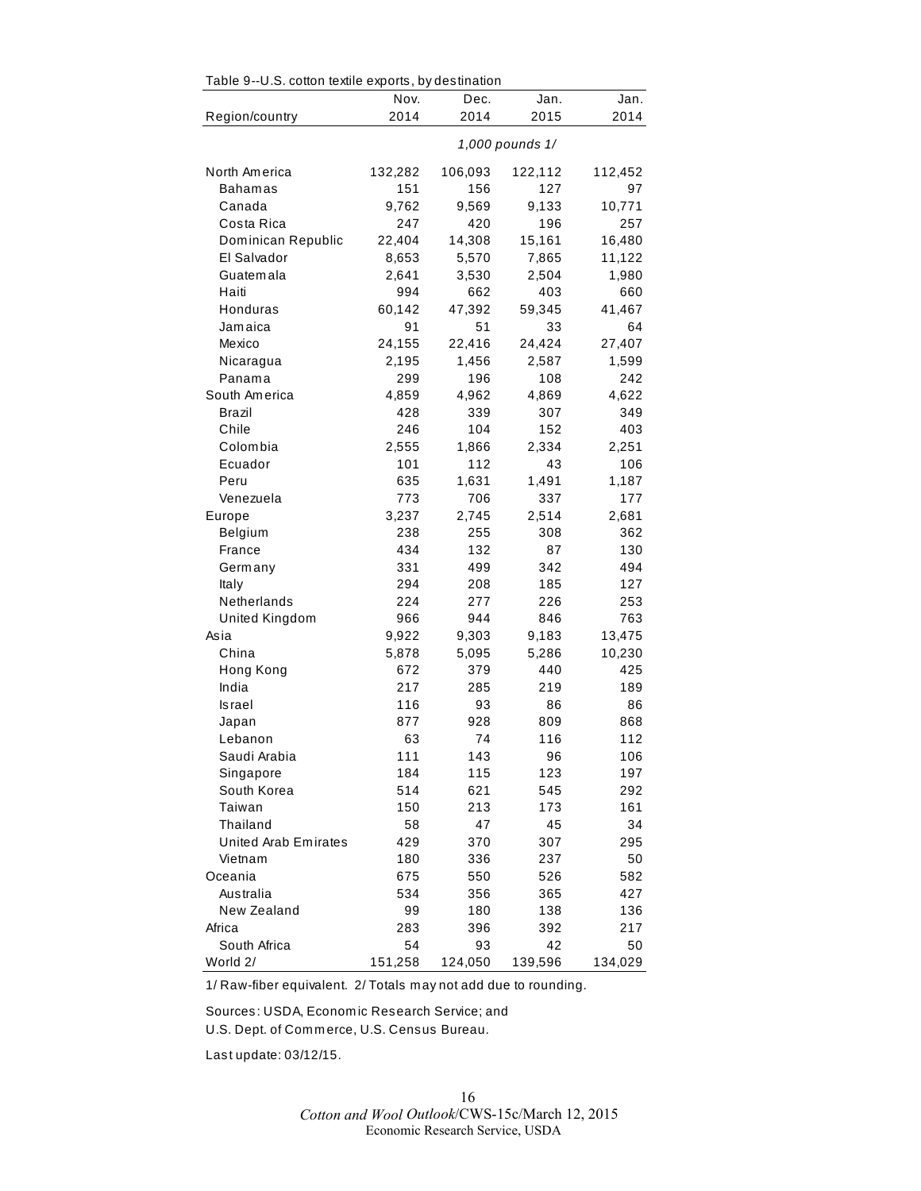Table 9--U.S. cotton textile exports, by destination

| Region/country | Nov. 2014 | Dec. 2014 | Jan. 2015 | Jan. 2014 |
|---|---|---|---|---|
| | | | 1,000 pounds 1/ | |
| North America | 132,282 | 106,093 | 122,112 | 112,452 |
| Bahamas | 151 | 156 | 127 | 97 |
| Canada | 9,762 | 9,569 | 9,133 | 10,771 |
| Costa Rica | 247 | 420 | 196 | 257 |
| Dominican Republic | 22,404 | 14,308 | 15,161 | 16,480 |
| El Salvador | 8,653 | 5,570 | 7,865 | 11,122 |
| Guatemala | 2,641 | 3,530 | 2,504 | 1,980 |
| Haiti | 994 | 662 | 403 | 660 |
| Honduras | 60,142 | 47,392 | 59,345 | 41,467 |
| Jamaica | 91 | 51 | 33 | 64 |
| Mexico | 24,155 | 22,416 | 24,424 | 27,407 |
| Nicaragua | 2,195 | 1,456 | 2,587 | 1,599 |
| Panama | 299 | 196 | 108 | 242 |
| South America | 4,859 | 4,962 | 4,869 | 4,622 |
| Brazil | 428 | 339 | 307 | 349 |
| Chile | 246 | 104 | 152 | 403 |
| Colombia | 2,555 | 1,866 | 2,334 | 2,251 |
| Ecuador | 101 | 112 | 43 | 106 |
| Peru | 635 | 1,631 | 1,491 | 1,187 |
| Venezuela | 773 | 706 | 337 | 177 |
| Europe | 3,237 | 2,745 | 2,514 | 2,681 |
| Belgium | 238 | 255 | 308 | 362 |
| France | 434 | 132 | 87 | 130 |
| Germany | 331 | 499 | 342 | 494 |
| Italy | 294 | 208 | 185 | 127 |
| Netherlands | 224 | 277 | 226 | 253 |
| United Kingdom | 966 | 944 | 846 | 763 |
| Asia | 9,922 | 9,303 | 9,183 | 13,475 |
| China | 5,878 | 5,095 | 5,286 | 10,230 |
| Hong Kong | 672 | 379 | 440 | 425 |
| India | 217 | 285 | 219 | 189 |
| Israel | 116 | 93 | 86 | 86 |
| Japan | 877 | 928 | 809 | 868 |
| Lebanon | 63 | 74 | 116 | 112 |
| Saudi Arabia | 111 | 143 | 96 | 106 |
| Singapore | 184 | 115 | 123 | 197 |
| South Korea | 514 | 621 | 545 | 292 |
| Taiwan | 150 | 213 | 173 | 161 |
| Thailand | 58 | 47 | 45 | 34 |
| United Arab Emirates | 429 | 370 | 307 | 295 |
| Vietnam | 180 | 336 | 237 | 50 |
| Oceania | 675 | 550 | 526 | 582 |
| Australia | 534 | 356 | 365 | 427 |
| New Zealand | 99 | 180 | 138 | 136 |
| Africa | 283 | 396 | 392 | 217 |
| South Africa | 54 | 93 | 42 | 50 |
| World 2/ | 151,258 | 124,050 | 139,596 | 134,029 |

1/ Raw-fiber equivalent. 2/ Totals may not add due to rounding.

Sources: USDA, Economic Research Service; and
U.S. Dept. of Commerce, U.S. Census Bureau.

Last update: 03/12/15.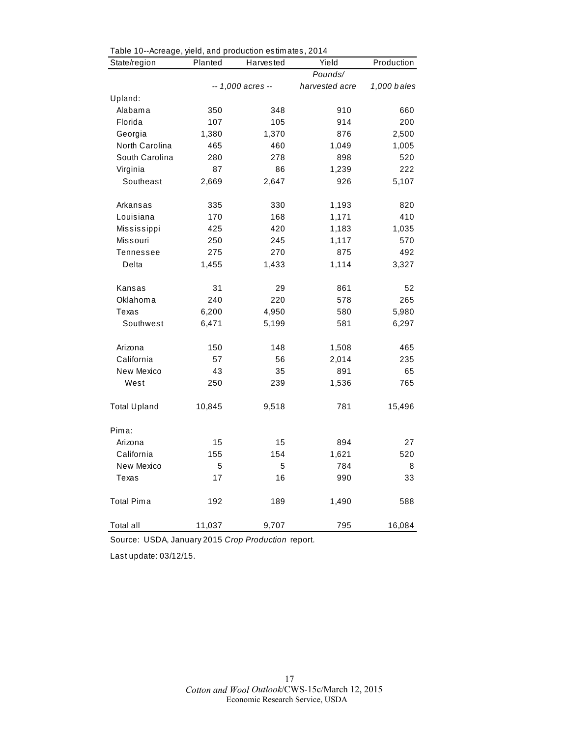Table 10--Acreage, yield, and production estimates, 2014

| State/region | Planted | Harvested | Yield | Production |
|---|---|---|---|---|
| | | | *Pounds/* | |
| | *-- 1,000 acres --* | | *harvested acre* | *1,000 bales* |
| Upland: | | | | |
| Alabama | 350 | 348 | 910 | 660 |
| Florida | 107 | 105 | 914 | 200 |
| Georgia | 1,380 | 1,370 | 876 | 2,500 |
| North Carolina | 465 | 460 | 1,049 | 1,005 |
| South Carolina | 280 | 278 | 898 | 520 |
| Virginia | 87 | 86 | 1,239 | 222 |
| Southeast | 2,669 | 2,647 | 926 | 5,107 |
| | | | | |
| Arkansas | 335 | 330 | 1,193 | 820 |
| Louisiana | 170 | 168 | 1,171 | 410 |
| Mississippi | 425 | 420 | 1,183 | 1,035 |
| Missouri | 250 | 245 | 1,117 | 570 |
| Tennessee | 275 | 270 | 875 | 492 |
| Delta | 1,455 | 1,433 | 1,114 | 3,327 |
| | | | | |
| Kansas | 31 | 29 | 861 | 52 |
| Oklahoma | 240 | 220 | 578 | 265 |
| Texas | 6,200 | 4,950 | 580 | 5,980 |
| Southwest | 6,471 | 5,199 | 581 | 6,297 |
| | | | | |
| Arizona | 150 | 148 | 1,508 | 465 |
| California | 57 | 56 | 2,014 | 235 |
| New Mexico | 43 | 35 | 891 | 65 |
| West | 250 | 239 | 1,536 | 765 |
| | | | | |
| Total Upland | 10,845 | 9,518 | 781 | 15,496 |
| | | | | |
| Pima: | | | | |
| Arizona | 15 | 15 | 894 | 27 |
| California | 155 | 154 | 1,621 | 520 |
| New Mexico | 5 | 5 | 784 | 8 |
| Texas | 17 | 16 | 990 | 33 |
| | | | | |
| Total Pima | 192 | 189 | 1,490 | 588 |
| | | | | |
| Total all | 11,037 | 9,707 | 795 | 16,084 |

Source: USDA, January 2015 *Crop Production* report.

Last update: 03/12/15.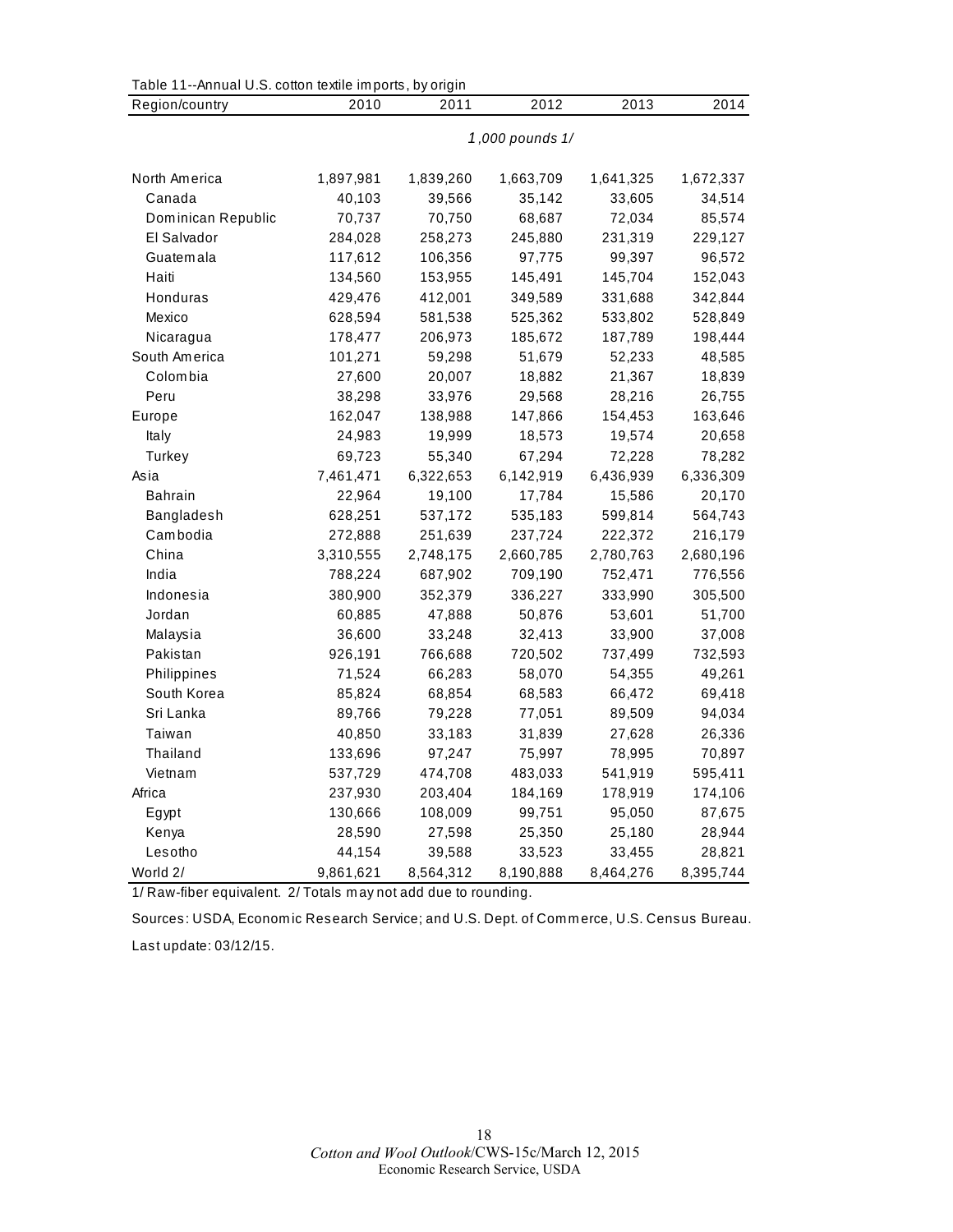Table 11--Annual U.S. cotton textile imports, by origin

| Region/country | 2010 | 2011 | 2012 | 2013 | 2014 |
|---|---|---|---|---|---|
| | *1,000 pounds 1/* | | | | |
| North America | 1,897,981 | 1,839,260 | 1,663,709 | 1,641,325 | 1,672,337 |
| Canada | 40,103 | 39,566 | 35,142 | 33,605 | 34,514 |
| Dominican Republic | 70,737 | 70,750 | 68,687 | 72,034 | 85,574 |
| El Salvador | 284,028 | 258,273 | 245,880 | 231,319 | 229,127 |
| Guatemala | 117,612 | 106,356 | 97,775 | 99,397 | 96,572 |
| Haiti | 134,560 | 153,955 | 145,491 | 145,704 | 152,043 |
| Honduras | 429,476 | 412,001 | 349,589 | 331,688 | 342,844 |
| Mexico | 628,594 | 581,538 | 525,362 | 533,802 | 528,849 |
| Nicaragua | 178,477 | 206,973 | 185,672 | 187,789 | 198,444 |
| South America | 101,271 | 59,298 | 51,679 | 52,233 | 48,585 |
| Colombia | 27,600 | 20,007 | 18,882 | 21,367 | 18,839 |
| Peru | 38,298 | 33,976 | 29,568 | 28,216 | 26,755 |
| Europe | 162,047 | 138,988 | 147,866 | 154,453 | 163,646 |
| Italy | 24,983 | 19,999 | 18,573 | 19,574 | 20,658 |
| Turkey | 69,723 | 55,340 | 67,294 | 72,228 | 78,282 |
| Asia | 7,461,471 | 6,322,653 | 6,142,919 | 6,436,939 | 6,336,309 |
| Bahrain | 22,964 | 19,100 | 17,784 | 15,586 | 20,170 |
| Bangladesh | 628,251 | 537,172 | 535,183 | 599,814 | 564,743 |
| Cambodia | 272,888 | 251,639 | 237,724 | 222,372 | 216,179 |
| China | 3,310,555 | 2,748,175 | 2,660,785 | 2,780,763 | 2,680,196 |
| India | 788,224 | 687,902 | 709,190 | 752,471 | 776,556 |
| Indonesia | 380,900 | 352,379 | 336,227 | 333,990 | 305,500 |
| Jordan | 60,885 | 47,888 | 50,876 | 53,601 | 51,700 |
| Malaysia | 36,600 | 33,248 | 32,413 | 33,900 | 37,008 |
| Pakistan | 926,191 | 766,688 | 720,502 | 737,499 | 732,593 |
| Philippines | 71,524 | 66,283 | 58,070 | 54,355 | 49,261 |
| South Korea | 85,824 | 68,854 | 68,583 | 66,472 | 69,418 |
| Sri Lanka | 89,766 | 79,228 | 77,051 | 89,509 | 94,034 |
| Taiwan | 40,850 | 33,183 | 31,839 | 27,628 | 26,336 |
| Thailand | 133,696 | 97,247 | 75,997 | 78,995 | 70,897 |
| Vietnam | 537,729 | 474,708 | 483,033 | 541,919 | 595,411 |
| Africa | 237,930 | 203,404 | 184,169 | 178,919 | 174,106 |
| Egypt | 130,666 | 108,009 | 99,751 | 95,050 | 87,675 |
| Kenya | 28,590 | 27,598 | 25,350 | 25,180 | 28,944 |
| Lesotho | 44,154 | 39,588 | 33,523 | 33,455 | 28,821 |
| World 2/ | 9,861,621 | 8,564,312 | 8,190,888 | 8,464,276 | 8,395,744 |

1/ Raw-fiber equivalent. 2/ Totals may not add due to rounding.

Sources: USDA, Economic Research Service; and U.S. Dept. of Commerce, U.S. Census Bureau.

Last update: 03/12/15.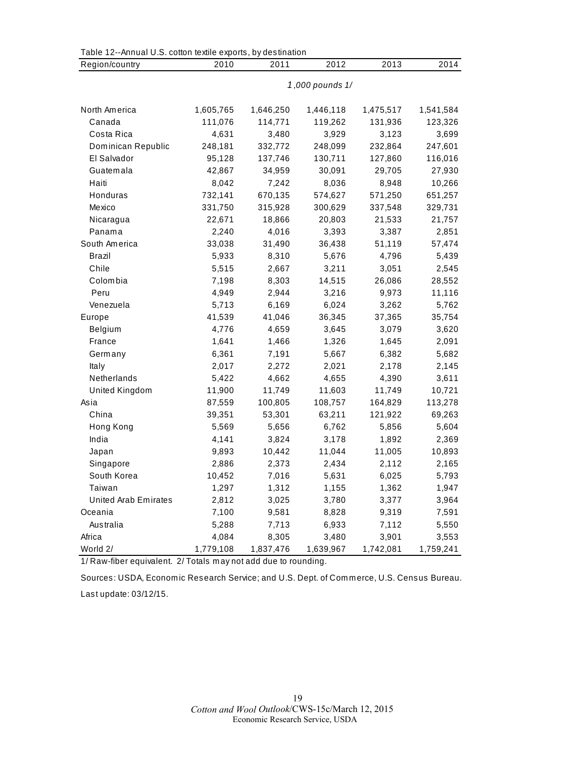Table 12--Annual U.S. cotton textile exports, by destination

| Region/country | 2010 | 2011 | 2012 | 2013 | 2014 |
|---|---|---|---|---|---|
| | *1,000 pounds 1/* | | | | |
| North America | 1,605,765 | 1,646,250 | 1,446,118 | 1,475,517 | 1,541,584 |
| Canada | 111,076 | 114,771 | 119,262 | 131,936 | 123,326 |
| Costa Rica | 4,631 | 3,480 | 3,929 | 3,123 | 3,699 |
| Dominican Republic | 248,181 | 332,772 | 248,099 | 232,864 | 247,601 |
| El Salvador | 95,128 | 137,746 | 130,711 | 127,860 | 116,016 |
| Guatemala | 42,867 | 34,959 | 30,091 | 29,705 | 27,930 |
| Haiti | 8,042 | 7,242 | 8,036 | 8,948 | 10,266 |
| Honduras | 732,141 | 670,135 | 574,627 | 571,250 | 651,257 |
| Mexico | 331,750 | 315,928 | 300,629 | 337,548 | 329,731 |
| Nicaragua | 22,671 | 18,866 | 20,803 | 21,533 | 21,757 |
| Panama | 2,240 | 4,016 | 3,393 | 3,387 | 2,851 |
| South America | 33,038 | 31,490 | 36,438 | 51,119 | 57,474 |
| Brazil | 5,933 | 8,310 | 5,676 | 4,796 | 5,439 |
| Chile | 5,515 | 2,667 | 3,211 | 3,051 | 2,545 |
| Colombia | 7,198 | 8,303 | 14,515 | 26,086 | 28,552 |
| Peru | 4,949 | 2,944 | 3,216 | 9,973 | 11,116 |
| Venezuela | 5,713 | 6,169 | 6,024 | 3,262 | 5,762 |
| Europe | 41,539 | 41,046 | 36,345 | 37,365 | 35,754 |
| Belgium | 4,776 | 4,659 | 3,645 | 3,079 | 3,620 |
| France | 1,641 | 1,466 | 1,326 | 1,645 | 2,091 |
| Germany | 6,361 | 7,191 | 5,667 | 6,382 | 5,682 |
| Italy | 2,017 | 2,272 | 2,021 | 2,178 | 2,145 |
| Netherlands | 5,422 | 4,662 | 4,655 | 4,390 | 3,611 |
| United Kingdom | 11,900 | 11,749 | 11,603 | 11,749 | 10,721 |
| Asia | 87,559 | 100,805 | 108,757 | 164,829 | 113,278 |
| China | 39,351 | 53,301 | 63,211 | 121,922 | 69,263 |
| Hong Kong | 5,569 | 5,656 | 6,762 | 5,856 | 5,604 |
| India | 4,141 | 3,824 | 3,178 | 1,892 | 2,369 |
| Japan | 9,893 | 10,442 | 11,044 | 11,005 | 10,893 |
| Singapore | 2,886 | 2,373 | 2,434 | 2,112 | 2,165 |
| South Korea | 10,452 | 7,016 | 5,631 | 6,025 | 5,793 |
| Taiwan | 1,297 | 1,312 | 1,155 | 1,362 | 1,947 |
| United Arab Emirates | 2,812 | 3,025 | 3,780 | 3,377 | 3,964 |
| Oceania | 7,100 | 9,581 | 8,828 | 9,319 | 7,591 |
| Australia | 5,288 | 7,713 | 6,933 | 7,112 | 5,550 |
| Africa | 4,084 | 8,305 | 3,480 | 3,901 | 3,553 |
| World 2/ | 1,779,108 | 1,837,476 | 1,639,967 | 1,742,081 | 1,759,241 |

1/ Raw-fiber equivalent. 2/ Totals may not add due to rounding.

Sources: USDA, Economic Research Service; and U.S. Dept. of Commerce, U.S. Census Bureau.

Last update: 03/12/15.